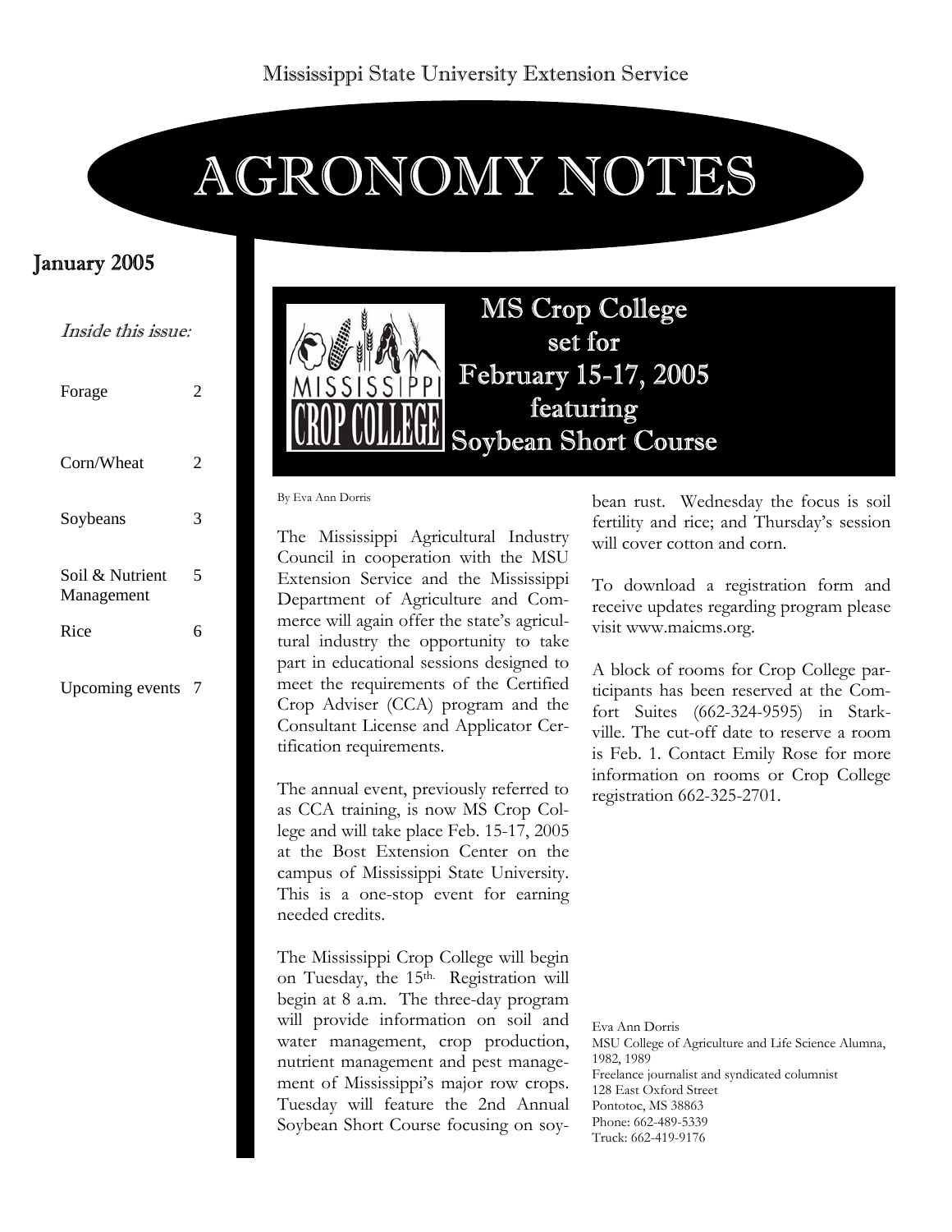Mississippi State University Extension Service

# AGRONOMY NOTES

## January 2005

*Inside this issue:*

| | |
|---|---|
| Forage | 2 |
| Corn/Wheat | 2 |
| Soybeans | 3 |
| Soil & Nutrient Management | 5 |
| Rice | 6 |
| Upcoming events | 7 |

## MS Crop College set for February 15-17, 2005 featuring Soybean Short Course

By Eva Ann Dorris

The Mississippi Agricultural Industry Council in cooperation with the MSU Extension Service and the Mississippi Department of Agriculture and Commerce will again offer the state's agricultural industry the opportunity to take part in educational sessions designed to meet the requirements of the Certified Crop Adviser (CCA) program and the Consultant License and Applicator Certification requirements.

The annual event, previously referred to as CCA training, is now MS Crop College and will take place Feb. 15-17, 2005 at the Bost Extension Center on the campus of Mississippi State University. This is a one-stop event for earning needed credits.

The Mississippi Crop College will begin on Tuesday, the 15th. Registration will begin at 8 a.m. The three-day program will provide information on soil and water management, crop production, nutrient management and pest management of Mississippi's major row crops. Tuesday will feature the 2nd Annual Soybean Short Course focusing on soybean rust. Wednesday the focus is soil fertility and rice; and Thursday's session will cover cotton and corn.

To download a registration form and receive updates regarding program please visit www.maicms.org.

A block of rooms for Crop College participants has been reserved at the Comfort Suites (662-324-9595) in Starkville. The cut-off date to reserve a room is Feb. 1. Contact Emily Rose for more information on rooms or Crop College registration 662-325-2701.

Eva Ann Dorris
MSU College of Agriculture and Life Science Alumna, 1982, 1989
Freelance journalist and syndicated columnist
128 East Oxford Street
Pontotoc, MS 38863
Phone: 662-489-5339
Truck: 662-419-9176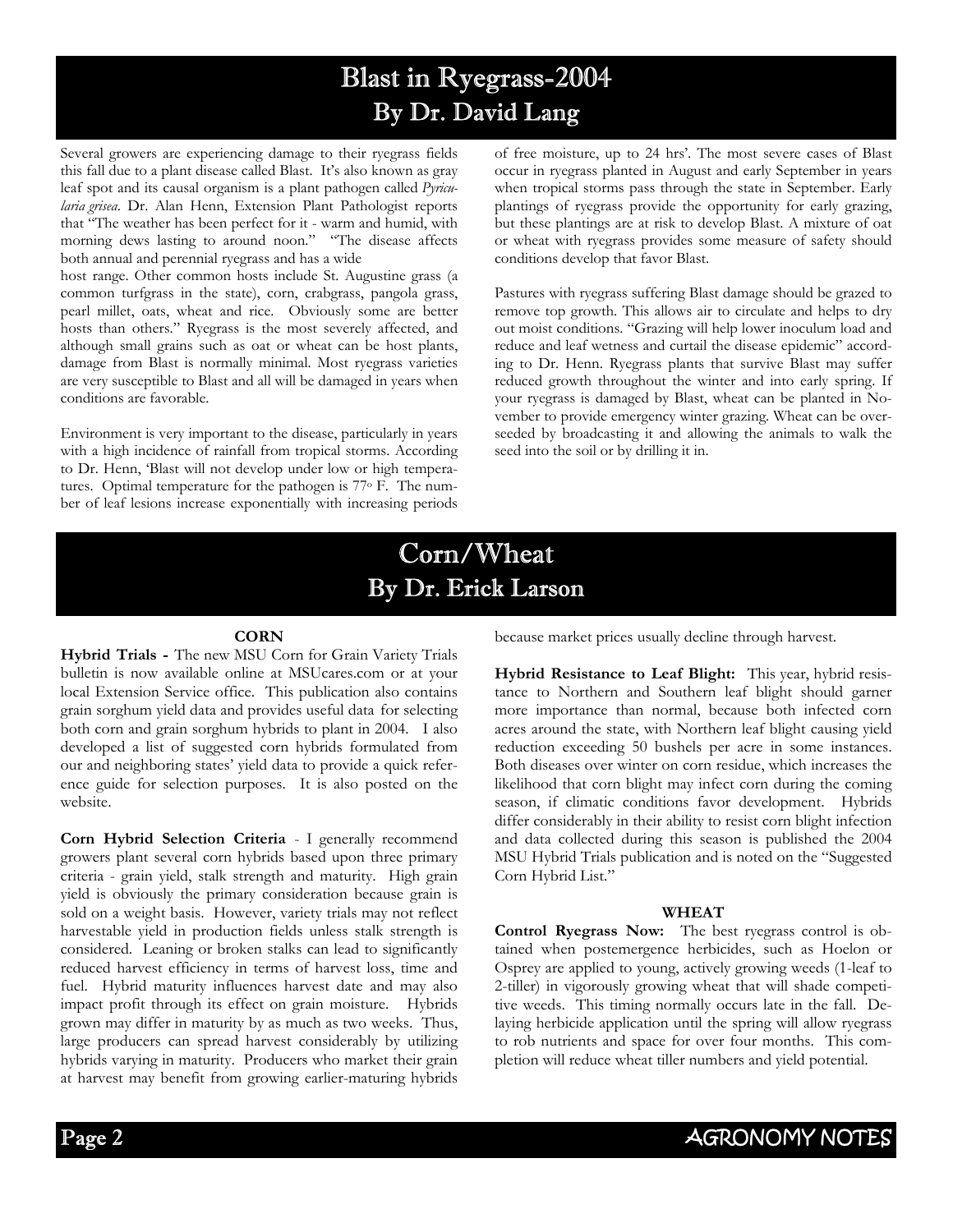# Blast in Ryegrass-2004
## By Dr. David Lang

Several growers are experiencing damage to their ryegrass fields this fall due to a plant disease called Blast. It's also known as gray leaf spot and its causal organism is a plant pathogen called *Pyricularia grisea*. Dr. Alan Henn, Extension Plant Pathologist reports that "The weather has been perfect for it - warm and humid, with morning dews lasting to around noon." "The disease affects both annual and perennial ryegrass and has a wide host range. Other common hosts include St. Augustine grass (a common turfgrass in the state), corn, crabgrass, pangola grass, pearl millet, oats, wheat and rice. Obviously some are better hosts than others." Ryegrass is the most severely affected, and although small grains such as oat or wheat can be host plants, damage from Blast is normally minimal. Most ryegrass varieties are very susceptible to Blast and all will be damaged in years when conditions are favorable.

Environment is very important to the disease, particularly in years with a high incidence of rainfall from tropical storms. According to Dr. Henn, 'Blast will not develop under low or high temperatures. Optimal temperature for the pathogen is 77° F. The number of leaf lesions increase exponentially with increasing periods of free moisture, up to 24 hrs'. The most severe cases of Blast occur in ryegrass planted in August and early September in years when tropical storms pass through the state in September. Early plantings of ryegrass provide the opportunity for early grazing, but these plantings are at risk to develop Blast. A mixture of oat or wheat with ryegrass provides some measure of safety should conditions develop that favor Blast.

Pastures with ryegrass suffering Blast damage should be grazed to remove top growth. This allows air to circulate and helps to dry out moist conditions. "Grazing will help lower inoculum load and reduce and leaf wetness and curtail the disease epidemic" according to Dr. Henn. Ryegrass plants that survive Blast may suffer reduced growth throughout the winter and into early spring. If your ryegrass is damaged by Blast, wheat can be planted in November to provide emergency winter grazing. Wheat can be overseeded by broadcasting it and allowing the animals to walk the seed into the soil or by drilling it in.

# Corn/Wheat
## By Dr. Erick Larson

### CORN

**Hybrid Trials -** The new MSU Corn for Grain Variety Trials bulletin is now available online at MSUcares.com or at your local Extension Service office. This publication also contains grain sorghum yield data and provides useful data for selecting both corn and grain sorghum hybrids to plant in 2004. I also developed a list of suggested corn hybrids formulated from our and neighboring states' yield data to provide a quick reference guide for selection purposes. It is also posted on the website.

**Corn Hybrid Selection Criteria** - I generally recommend growers plant several corn hybrids based upon three primary criteria - grain yield, stalk strength and maturity. High grain yield is obviously the primary consideration because grain is sold on a weight basis. However, variety trials may not reflect harvestable yield in production fields unless stalk strength is considered. Leaning or broken stalks can lead to significantly reduced harvest efficiency in terms of harvest loss, time and fuel. Hybrid maturity influences harvest date and may also impact profit through its effect on grain moisture. Hybrids grown may differ in maturity by as much as two weeks. Thus, large producers can spread harvest considerably by utilizing hybrids varying in maturity. Producers who market their grain at harvest may benefit from growing earlier-maturing hybrids because market prices usually decline through harvest.

**Hybrid Resistance to Leaf Blight:** This year, hybrid resistance to Northern and Southern leaf blight should garner more importance than normal, because both infected corn acres around the state, with Northern leaf blight causing yield reduction exceeding 50 bushels per acre in some instances. Both diseases over winter on corn residue, which increases the likelihood that corn blight may infect corn during the coming season, if climatic conditions favor development. Hybrids differ considerably in their ability to resist corn blight infection and data collected during this season is published the 2004 MSU Hybrid Trials publication and is noted on the "Suggested Corn Hybrid List."

### WHEAT

**Control Ryegrass Now:** The best ryegrass control is obtained when postemergence herbicides, such as Hoelon or Osprey are applied to young, actively growing weeds (1-leaf to 2-tiller) in vigorously growing wheat that will shade competitive weeds. This timing normally occurs late in the fall. Delaying herbicide application until the spring will allow ryegrass to rob nutrients and space for over four months. This completion will reduce wheat tiller numbers and yield potential.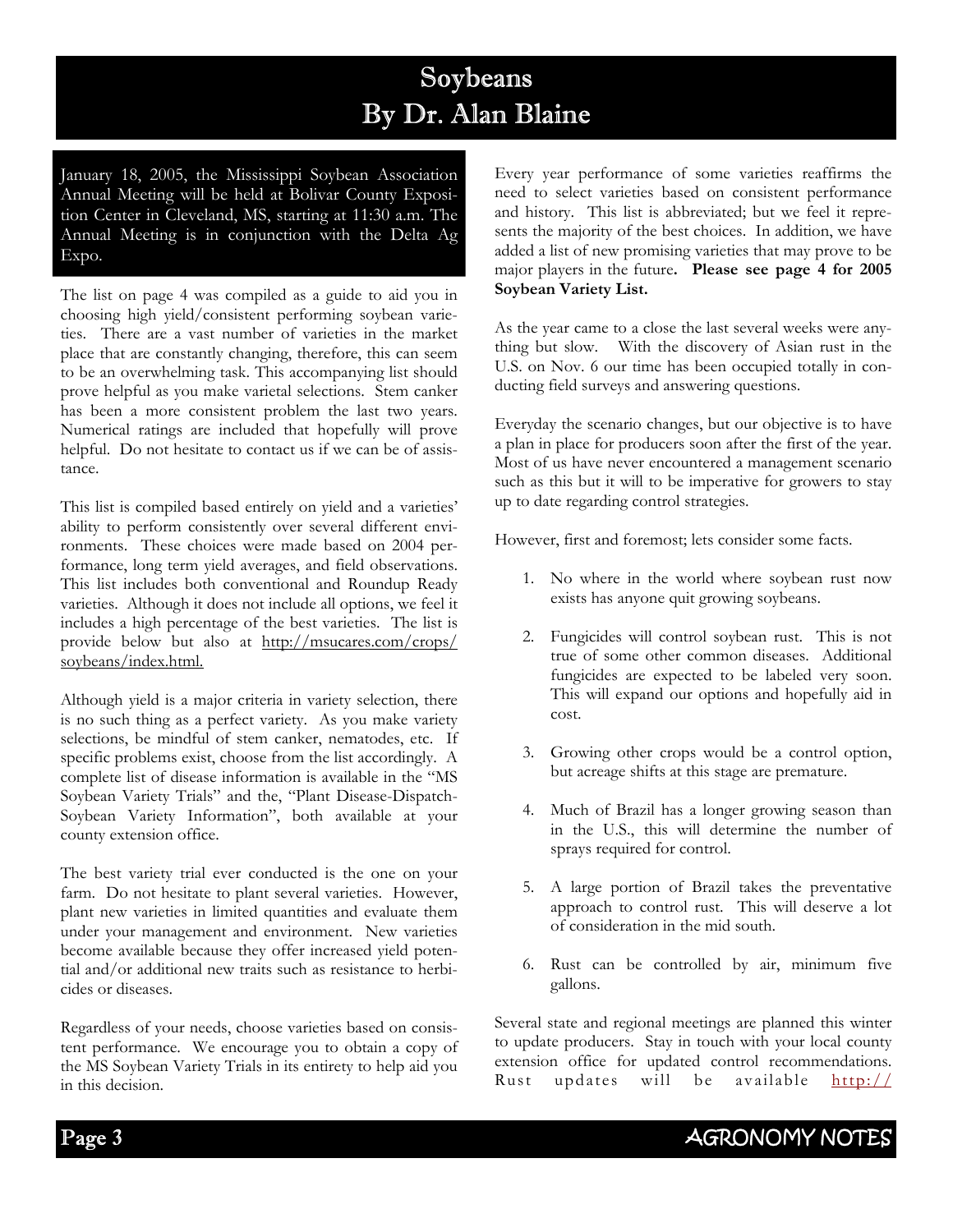# Soybeans
## By Dr. Alan Blaine

January 18, 2005, the Mississippi Soybean Association Annual Meeting will be held at Bolivar County Exposition Center in Cleveland, MS, starting at 11:30 a.m. The Annual Meeting is in conjunction with the Delta Ag Expo.

The list on page 4 was compiled as a guide to aid you in choosing high yield/consistent performing soybean varieties. There are a vast number of varieties in the market place that are constantly changing, therefore, this can seem to be an overwhelming task. This accompanying list should prove helpful as you make varietal selections. Stem canker has been a more consistent problem the last two years. Numerical ratings are included that hopefully will prove helpful. Do not hesitate to contact us if we can be of assistance.

This list is compiled based entirely on yield and a varieties' ability to perform consistently over several different environments. These choices were made based on 2004 performance, long term yield averages, and field observations. This list includes both conventional and Roundup Ready varieties. Although it does not include all options, we feel it includes a high percentage of the best varieties. The list is provide below but also at http://msucares.com/crops/soybeans/index.html.

Although yield is a major criteria in variety selection, there is no such thing as a perfect variety. As you make variety selections, be mindful of stem canker, nematodes, etc. If specific problems exist, choose from the list accordingly. A complete list of disease information is available in the "MS Soybean Variety Trials" and the, "Plant Disease-Dispatch-Soybean Variety Information", both available at your county extension office.

The best variety trial ever conducted is the one on your farm. Do not hesitate to plant several varieties. However, plant new varieties in limited quantities and evaluate them under your management and environment. New varieties become available because they offer increased yield potential and/or additional new traits such as resistance to herbicides or diseases.

Regardless of your needs, choose varieties based on consistent performance. We encourage you to obtain a copy of the MS Soybean Variety Trials in its entirety to help aid you in this decision.

Every year performance of some varieties reaffirms the need to select varieties based on consistent performance and history. This list is abbreviated; but we feel it represents the majority of the best choices. In addition, we have added a list of new promising varieties that may prove to be major players in the future**. Please see page 4 for 2005 Soybean Variety List.**

As the year came to a close the last several weeks were anything but slow. With the discovery of Asian rust in the U.S. on Nov. 6 our time has been occupied totally in conducting field surveys and answering questions.

Everyday the scenario changes, but our objective is to have a plan in place for producers soon after the first of the year. Most of us have never encountered a management scenario such as this but it will to be imperative for growers to stay up to date regarding control strategies.

However, first and foremost; lets consider some facts.

1. No where in the world where soybean rust now exists has anyone quit growing soybeans.
2. Fungicides will control soybean rust. This is not true of some other common diseases. Additional fungicides are expected to be labeled very soon. This will expand our options and hopefully aid in cost.
3. Growing other crops would be a control option, but acreage shifts at this stage are premature.
4. Much of Brazil has a longer growing season than in the U.S., this will determine the number of sprays required for control.
5. A large portion of Brazil takes the preventative approach to control rust. This will deserve a lot of consideration in the mid south.
6. Rust can be controlled by air, minimum five gallons.

Several state and regional meetings are planned this winter to update producers. Stay in touch with your local county extension office for updated control recommendations. Rust updates will be available http://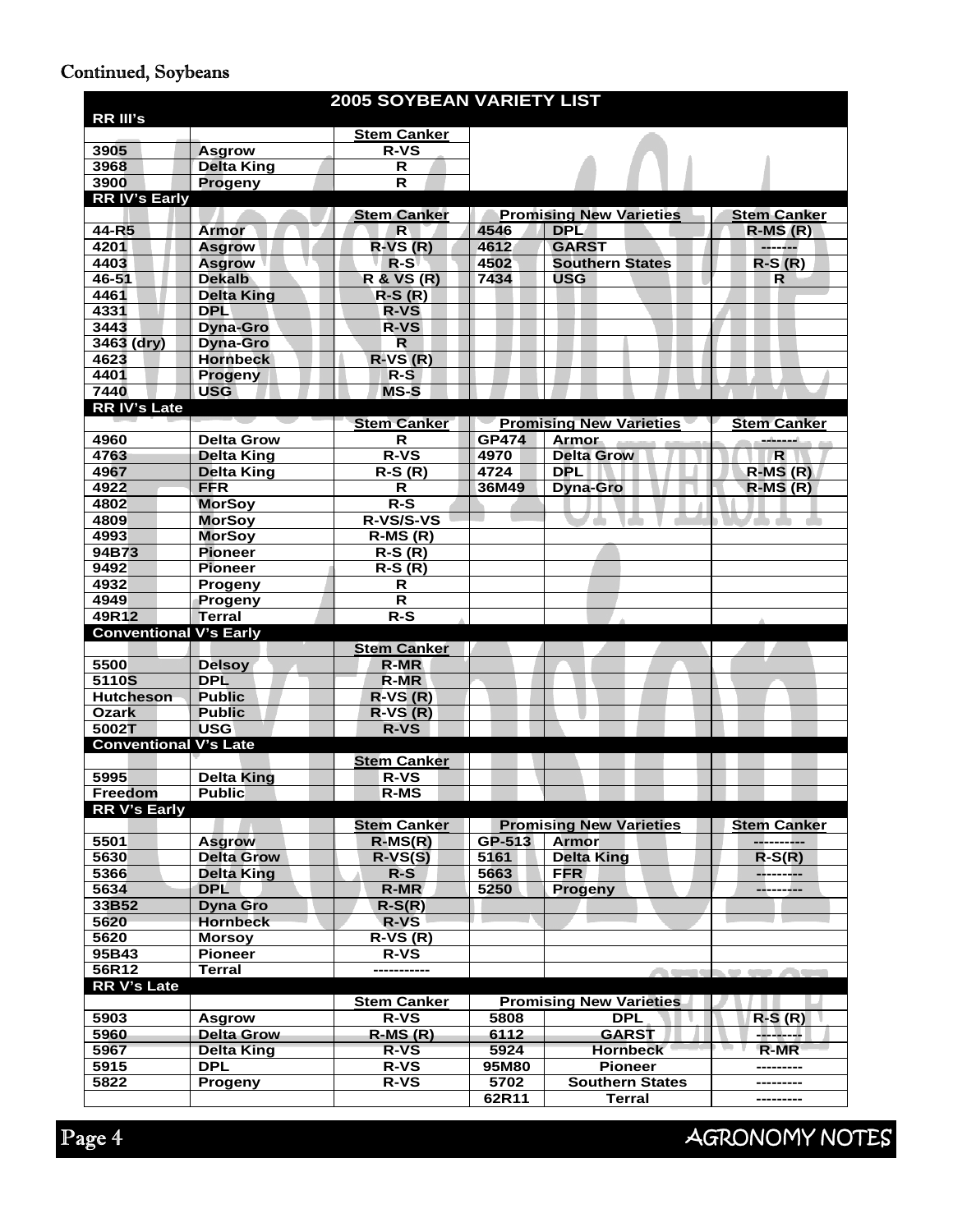## Continued, Soybeans

**2005 SOYBEAN VARIETY LIST**

**RR III's**

| | | Stem Canker |
|---|---|---|
| 3905 | Asgrow | R-VS |
| 3968 | Delta King | R |
| 3900 | Progeny | R |

**RR IV's Early**

| | | Stem Canker | Promising New Varieties | | Stem Canker |
|---|---|---|---|---|---|
| 44-R5 | Armor | R | 4546 | DPL | R-MS (R) |
| 4201 | Asgrow | R-VS (R) | 4612 | GARST | ------- |
| 4403 | Asgrow | R-S | 4502 | Southern States | R-S (R) |
| 46-51 | Dekalb | R & VS (R) | 7434 | USG | R |
| 4461 | Delta King | R-S (R) | | | |
| 4331 | DPL | R-VS | | | |
| 3443 | Dyna-Gro | R-VS | | | |
| 3463 (dry) | Dyna-Gro | R | | | |
| 4623 | Hornbeck | R-VS (R) | | | |
| 4401 | Progeny | R-S | | | |
| 7440 | USG | MS-S | | | |

**RR IV's Late**

| | | Stem Canker | Promising New Varieties | | Stem Canker |
|---|---|---|---|---|---|
| 4960 | Delta Grow | R | GP474 | Armor | ------- |
| 4763 | Delta King | R-VS | 4970 | Delta Grow | R |
| 4967 | Delta King | R-S (R) | 4724 | DPL | R-MS (R) |
| 4922 | FFR | R | 36M49 | Dyna-Gro | R-MS (R) |
| 4802 | MorSoy | R-S | | | |
| 4809 | MorSoy | R-VS/S-VS | | | |
| 4993 | MorSoy | R-MS (R) | | | |
| 94B73 | Pioneer | R-S (R) | | | |
| 9492 | Pioneer | R-S (R) | | | |
| 4932 | Progeny | R | | | |
| 4949 | Progeny | R | | | |
| 49R12 | Terral | R-S | | | |

**Conventional V's Early**

| | | Stem Canker |
|---|---|---|
| 5500 | Delsoy | R-MR |
| 5110S | DPL | R-MR |
| Hutcheson | Public | R-VS (R) |
| Ozark | Public | R-VS (R) |
| 5002T | USG | R-VS |

**Conventional V's Late**

| | | Stem Canker |
|---|---|---|
| 5995 | Delta King | R-VS |
| Freedom | Public | R-MS |

**RR V's Early**

| | | Stem Canker | Promising New Varieties | | Stem Canker |
|---|---|---|---|---|---|
| 5501 | Asgrow | R-MS(R) | GP-513 | Armor | ---------- |
| 5630 | Delta Grow | R-VS(S) | 5161 | Delta King | R-S(R) |
| 5366 | Delta King | R-S | 5663 | FFR | --------- |
| 5634 | DPL | R-MR | 5250 | Progeny | --------- |
| 33B52 | Dyna Gro | R-S(R) | | | |
| 5620 | Hornbeck | R-VS | | | |
| 5620 | Morsoy | R-VS (R) | | | |
| 95B43 | Pioneer | R-VS | | | |
| 56R12 | Terral | ----------- | | | |

**RR V's Late**

| | | Stem Canker | Promising New Varieties | | |
|---|---|---|---|---|---|
| 5903 | Asgrow | R-VS | 5808 | DPL | R-S (R) |
| 5960 | Delta Grow | R-MS (R) | 6112 | GARST | --------- |
| 5967 | Delta King | R-VS | 5924 | Hornbeck | R-MR |
| 5915 | DPL | R-VS | 95M80 | Pioneer | --------- |
| 5822 | Progeny | R-VS | 5702 | Southern States | --------- |
| | | | 62R11 | Terral | --------- |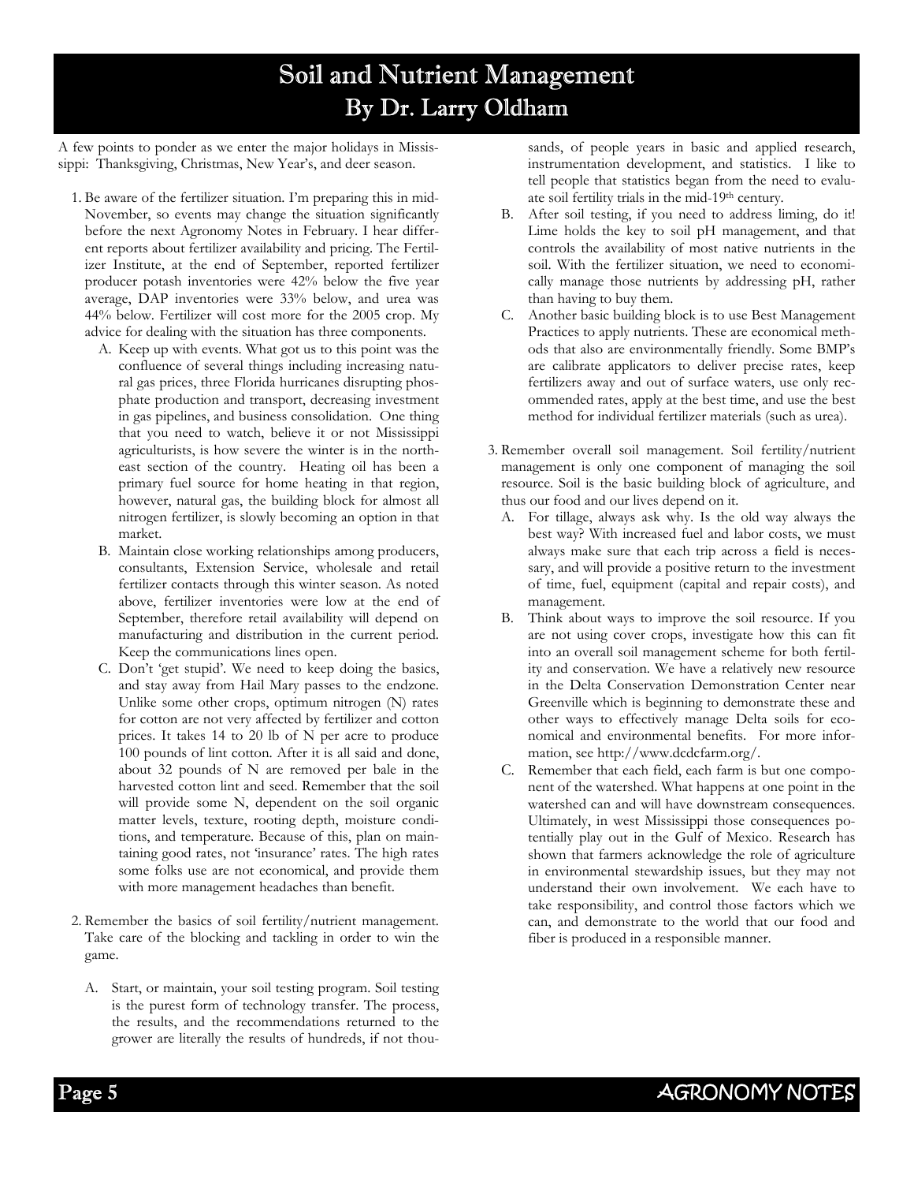# Soil and Nutrient Management
## By Dr. Larry Oldham

A few points to ponder as we enter the major holidays in Mississippi: Thanksgiving, Christmas, New Year's, and deer season.

1. Be aware of the fertilizer situation. I'm preparing this in mid-November, so events may change the situation significantly before the next Agronomy Notes in February. I hear different reports about fertilizer availability and pricing. The Fertilizer Institute, at the end of September, reported fertilizer producer potash inventories were 42% below the five year average, DAP inventories were 33% below, and urea was 44% below. Fertilizer will cost more for the 2005 crop. My advice for dealing with the situation has three components.
   - A. Keep up with events. What got us to this point was the confluence of several things including increasing natural gas prices, three Florida hurricanes disrupting phosphate production and transport, decreasing investment in gas pipelines, and business consolidation. One thing that you need to watch, believe it or not Mississippi agriculturists, is how severe the winter is in the northeast section of the country. Heating oil has been a primary fuel source for home heating in that region, however, natural gas, the building block for almost all nitrogen fertilizer, is slowly becoming an option in that market.
   - B. Maintain close working relationships among producers, consultants, Extension Service, wholesale and retail fertilizer contacts through this winter season. As noted above, fertilizer inventories were low at the end of September, therefore retail availability will depend on manufacturing and distribution in the current period. Keep the communications lines open.
   - C. Don't 'get stupid'. We need to keep doing the basics, and stay away from Hail Mary passes to the endzone. Unlike some other crops, optimum nitrogen (N) rates for cotton are not very affected by fertilizer and cotton prices. It takes 14 to 20 lb of N per acre to produce 100 pounds of lint cotton. After it is all said and done, about 32 pounds of N are removed per bale in the harvested cotton lint and seed. Remember that the soil will provide some N, dependent on the soil organic matter levels, texture, rooting depth, moisture conditions, and temperature. Because of this, plan on maintaining good rates, not 'insurance' rates. The high rates some folks use are not economical, and provide them with more management headaches than benefit.

2. Remember the basics of soil fertility/nutrient management. Take care of the blocking and tackling in order to win the game.
   - A. Start, or maintain, your soil testing program. Soil testing is the purest form of technology transfer. The process, the results, and the recommendations returned to the grower are literally the results of hundreds, if not thousands, of people years in basic and applied research, instrumentation development, and statistics. I like to tell people that statistics began from the need to evaluate soil fertility trials in the mid-19th century.
   - B. After soil testing, if you need to address liming, do it! Lime holds the key to soil pH management, and that controls the availability of most native nutrients in the soil. With the fertilizer situation, we need to economically manage those nutrients by addressing pH, rather than having to buy them.
   - C. Another basic building block is to use Best Management Practices to apply nutrients. These are economical methods that also are environmentally friendly. Some BMP's are calibrate applicators to deliver precise rates, keep fertilizers away and out of surface waters, use only recommended rates, apply at the best time, and use the best method for individual fertilizer materials (such as urea).

3. Remember overall soil management. Soil fertility/nutrient management is only one component of managing the soil resource. Soil is the basic building block of agriculture, and thus our food and our lives depend on it.
   - A. For tillage, always ask why. Is the old way always the best way? With increased fuel and labor costs, we must always make sure that each trip across a field is necessary, and will provide a positive return to the investment of time, fuel, equipment (capital and repair costs), and management.
   - B. Think about ways to improve the soil resource. If you are not using cover crops, investigate how this can fit into an overall soil management scheme for both fertility and conservation. We have a relatively new resource in the Delta Conservation Demonstration Center near Greenville which is beginning to demonstrate these and other ways to effectively manage Delta soils for economical and environmental benefits. For more information, see http://www.dcdcfarm.org/.
   - C. Remember that each field, each farm is but one component of the watershed. What happens at one point in the watershed can and will have downstream consequences. Ultimately, in west Mississippi those consequences potentially play out in the Gulf of Mexico. Research has shown that farmers acknowledge the role of agriculture in environmental stewardship issues, but they may not understand their own involvement. We each have to take responsibility, and control those factors which we can, and demonstrate to the world that our food and fiber is produced in a responsible manner.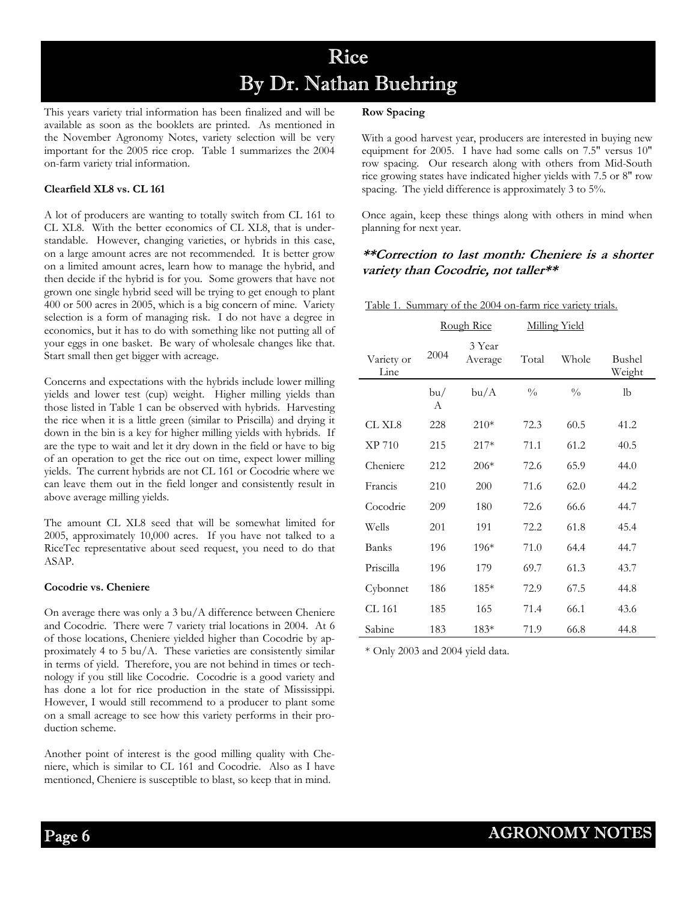# Rice
# By Dr. Nathan Buehring

This years variety trial information has been finalized and will be available as soon as the booklets are printed. As mentioned in the November Agronomy Notes, variety selection will be very important for the 2005 rice crop. Table 1 summarizes the 2004 on-farm variety trial information.

**Clearfield XL8 vs. CL 161**

A lot of producers are wanting to totally switch from CL 161 to CL XL8. With the better economics of CL XL8, that is understandable. However, changing varieties, or hybrids in this case, on a large amount acres are not recommended. It is better grow on a limited amount acres, learn how to manage the hybrid, and then decide if the hybrid is for you. Some growers that have not grown one single hybrid seed will be trying to get enough to plant 400 or 500 acres in 2005, which is a big concern of mine. Variety selection is a form of managing risk. I do not have a degree in economics, but it has to do with something like not putting all of your eggs in one basket. Be wary of wholesale changes like that. Start small then get bigger with acreage.

Concerns and expectations with the hybrids include lower milling yields and lower test (cup) weight. Higher milling yields than those listed in Table 1 can be observed with hybrids. Harvesting the rice when it is a little green (similar to Priscilla) and drying it down in the bin is a key for higher milling yields with hybrids. If are the type to wait and let it dry down in the field or have to big of an operation to get the rice out on time, expect lower milling yields. The current hybrids are not CL 161 or Cocodrie where we can leave them out in the field longer and consistently result in above average milling yields.

The amount CL XL8 seed that will be somewhat limited for 2005, approximately 10,000 acres. If you have not talked to a RiceTec representative about seed request, you need to do that ASAP.

**Cocodrie vs. Cheniere**

On average there was only a 3 bu/A difference between Cheniere and Cocodrie. There were 7 variety trial locations in 2004. At 6 of those locations, Cheniere yielded higher than Cocodrie by approximately 4 to 5 bu/A. These varieties are consistently similar in terms of yield. Therefore, you are not behind in times or technology if you still like Cocodrie. Cocodrie is a good variety and has done a lot for rice production in the state of Mississippi. However, I would still recommend to a producer to plant some on a small acreage to see how this variety performs in their production scheme.

Another point of interest is the good milling quality with Cheniere, which is similar to CL 161 and Cocodrie. Also as I have mentioned, Cheniere is susceptible to blast, so keep that in mind.

**Row Spacing**

With a good harvest year, producers are interested in buying new equipment for 2005. I have had some calls on 7.5" versus 10" row spacing. Our research along with others from Mid-South rice growing states have indicated higher yields with 7.5 or 8" row spacing. The yield difference is approximately 3 to 5%.

Once again, keep these things along with others in mind when planning for next year.

***\*\*Correction to last month: Cheniere is a shorter variety than Cocodrie, not taller\*\****

Table 1. Summary of the 2004 on-farm rice variety trials.

| | Rough Rice | | Milling Yield | | |
|---|---|---|---|---|---|
| Variety or Line | 2004 | 3 Year Average | Total | Whole | Bushel Weight |
| | bu/A | bu/A | % | % | lb |
| CL XL8 | 228 | 210* | 72.3 | 60.5 | 41.2 |
| XP 710 | 215 | 217* | 71.1 | 61.2 | 40.5 |
| Cheniere | 212 | 206* | 72.6 | 65.9 | 44.0 |
| Francis | 210 | 200 | 71.6 | 62.0 | 44.2 |
| Cocodrie | 209 | 180 | 72.6 | 66.6 | 44.7 |
| Wells | 201 | 191 | 72.2 | 61.8 | 45.4 |
| Banks | 196 | 196* | 71.0 | 64.4 | 44.7 |
| Priscilla | 196 | 179 | 69.7 | 61.3 | 43.7 |
| Cybonnet | 186 | 185* | 72.9 | 67.5 | 44.8 |
| CL 161 | 185 | 165 | 71.4 | 66.1 | 43.6 |
| Sabine | 183 | 183* | 71.9 | 66.8 | 44.8 |

\* Only 2003 and 2004 yield data.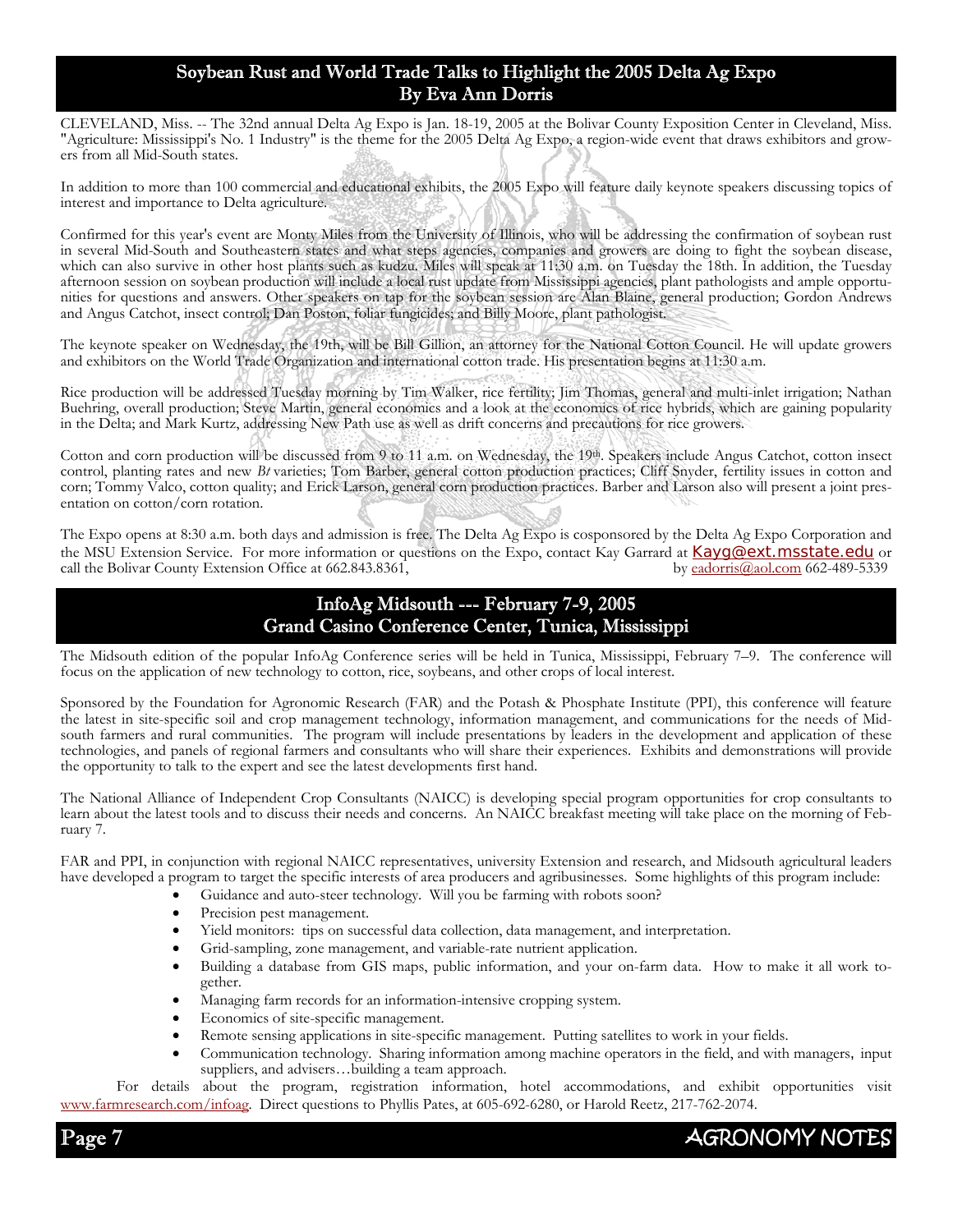## Soybean Rust and World Trade Talks to Highlight the 2005 Delta Ag Expo
## By Eva Ann Dorris

CLEVELAND, Miss. -- The 32nd annual Delta Ag Expo is Jan. 18-19, 2005 at the Bolivar County Exposition Center in Cleveland, Miss. "Agriculture: Mississippi's No. 1 Industry" is the theme for the 2005 Delta Ag Expo, a region-wide event that draws exhibitors and growers from all Mid-South states.

In addition to more than 100 commercial and educational exhibits, the 2005 Expo will feature daily keynote speakers discussing topics of interest and importance to Delta agriculture.

Confirmed for this year's event are Monty Miles from the University of Illinois, who will be addressing the confirmation of soybean rust in several Mid-South and Southeastern states and what steps agencies, companies and growers are doing to fight the soybean disease, which can also survive in other host plants such as kudzu. Miles will speak at 11:30 a.m. on Tuesday the 18th. In addition, the Tuesday afternoon session on soybean production will include a local rust update from Mississippi agencies, plant pathologists and ample opportunities for questions and answers. Other speakers on tap for the soybean session are Alan Blaine, general production; Gordon Andrews and Angus Catchot, insect control; Dan Poston, foliar fungicides; and Billy Moore, plant pathologist.

The keynote speaker on Wednesday, the 19th, will be Bill Gillion, an attorney for the National Cotton Council. He will update growers and exhibitors on the World Trade Organization and international cotton trade. His presentation begins at 11:30 a.m.

Rice production will be addressed Tuesday morning by Tim Walker, rice fertility; Jim Thomas, general and multi-inlet irrigation; Nathan Buehring, overall production; Steve Martin, general economics and a look at the economics of rice hybrids, which are gaining popularity in the Delta; and Mark Kurtz, addressing New Path use as well as drift concerns and precautions for rice growers.

Cotton and corn production will be discussed from 9 to 11 a.m. on Wednesday, the 19th. Speakers include Angus Catchot, cotton insect control, planting rates and new *Bt* varieties; Tom Barber, general cotton production practices; Cliff Snyder, fertility issues in cotton and corn; Tommy Valco, cotton quality; and Erick Larson, general corn production practices. Barber and Larson also will present a joint presentation on cotton/corn rotation.

The Expo opens at 8:30 a.m. both days and admission is free. The Delta Ag Expo is cosponsored by the Delta Ag Expo Corporation and the MSU Extension Service. For more information or questions on the Expo, contact Kay Garrard at Kayg@ext.msstate.edu or call the Bolivar County Extension Office at 662.843.8361, by eadorris@aol.com 662-489-5339

## InfoAg Midsouth --- February 7-9, 2005
## Grand Casino Conference Center, Tunica, Mississippi

The Midsouth edition of the popular InfoAg Conference series will be held in Tunica, Mississippi, February 7–9. The conference will focus on the application of new technology to cotton, rice, soybeans, and other crops of local interest.

Sponsored by the Foundation for Agronomic Research (FAR) and the Potash & Phosphate Institute (PPI), this conference will feature the latest in site-specific soil and crop management technology, information management, and communications for the needs of Midsouth farmers and rural communities. The program will include presentations by leaders in the development and application of these technologies, and panels of regional farmers and consultants who will share their experiences. Exhibits and demonstrations will provide the opportunity to talk to the expert and see the latest developments first hand.

The National Alliance of Independent Crop Consultants (NAICC) is developing special program opportunities for crop consultants to learn about the latest tools and to discuss their needs and concerns. An NAICC breakfast meeting will take place on the morning of February 7.

FAR and PPI, in conjunction with regional NAICC representatives, university Extension and research, and Midsouth agricultural leaders have developed a program to target the specific interests of area producers and agribusinesses. Some highlights of this program include:

- Guidance and auto-steer technology. Will you be farming with robots soon?
- Precision pest management.
- Yield monitors: tips on successful data collection, data management, and interpretation.
- Grid-sampling, zone management, and variable-rate nutrient application.
- Building a database from GIS maps, public information, and your on-farm data. How to make it all work together.
- Managing farm records for an information-intensive cropping system.
- Economics of site-specific management.
- Remote sensing applications in site-specific management. Putting satellites to work in your fields.
- Communication technology. Sharing information among machine operators in the field, and with managers, input suppliers, and advisers…building a team approach.

For details about the program, registration information, hotel accommodations, and exhibit opportunities visit www.farmresearch.com/infoag. Direct questions to Phyllis Pates, at 605-692-6280, or Harold Reetz, 217-762-2074.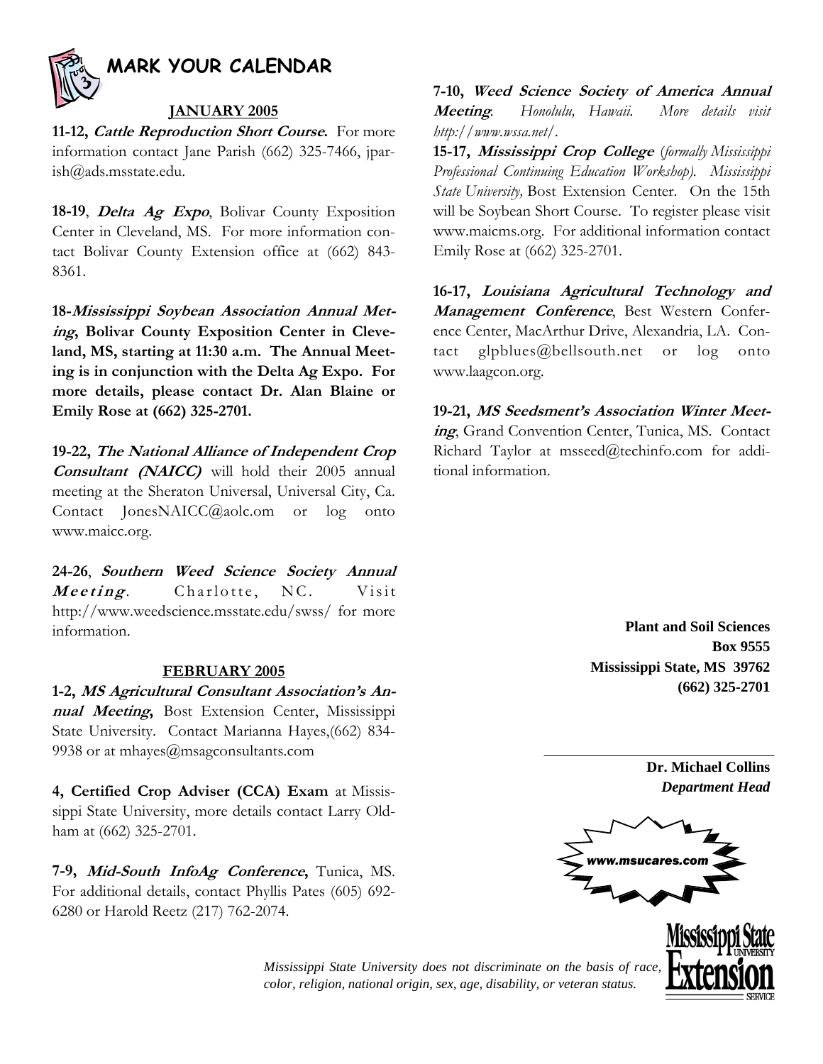## MARK YOUR CALENDAR

### JANUARY 2005

**11-12, *Cattle Reproduction Short Course.*** For more information contact Jane Parish (662) 325-7466, jparish@ads.msstate.edu.

**18-19**, ***Delta Ag Expo***, Bolivar County Exposition Center in Cleveland, MS. For more information contact Bolivar County Extension office at (662) 843-8361.

**18-*Mississippi Soybean Association Annual Meting*, Bolivar County Exposition Center in Cleveland, MS, starting at 11:30 a.m. The Annual Meeting is in conjunction with the Delta Ag Expo. For more details, please contact Dr. Alan Blaine or Emily Rose at (662) 325-2701.**

**19-22, *The National Alliance of Independent Crop Consultant (NAICC)*** will hold their 2005 annual meeting at the Sheraton Universal, Universal City, Ca. Contact JonesNAICC@aolc.com or log onto www.maicc.org.

**24-26**, ***Southern Weed Science Society Annual Meeting***. Charlotte, NC. Visit http://www.weedscience.msstate.edu/swss/ for more information.

### FEBRUARY 2005

**1-2, *MS Agricultural Consultant Association's Annual Meeting*,** Bost Extension Center, Mississippi State University. Contact Marianna Hayes,(662) 834-9938 or at mhayes@msagconsultants.com

**4, Certified Crop Adviser (CCA) Exam** at Mississippi State University, more details contact Larry Oldham at (662) 325-2701.

**7-9, *Mid-South InfoAg Conference*,** Tunica, MS. For additional details, contact Phyllis Pates (605) 692-6280 or Harold Reetz (217) 762-2074.

**7-10, *Weed Science Society of America Annual Meeting***. *Honolulu, Hawaii. More details visit http://www.wssa.net/.*

**15-17, *Mississippi Crop College*** (*formally Mississippi Professional Continuing Education Workshop). Mississippi State University,* Bost Extension Center. On the 15th will be Soybean Short Course. To register please visit www.maicms.org. For additional information contact Emily Rose at (662) 325-2701.

**16-17, *Louisiana Agricultural Technology and Management Conference***, Best Western Conference Center, MacArthur Drive, Alexandria, LA. Contact glpblues@bellsouth.net or log onto www.laagcon.org.

**19-21, *MS Seedsment's Association Winter Meeting***, Grand Convention Center, Tunica, MS. Contact Richard Taylor at msseed@techinfo.com for additional information.

**Plant and Soil Sciences**
**Box 9555**
**Mississippi State, MS 39762**
**(662) 325-2701**

**Dr. Michael Collins**
***Department Head***

*www.msucares.com*

*Mississippi State University does not discriminate on the basis of race, color, religion, national origin, sex, age, disability, or veteran status.*

Mississippi State University Extension Service